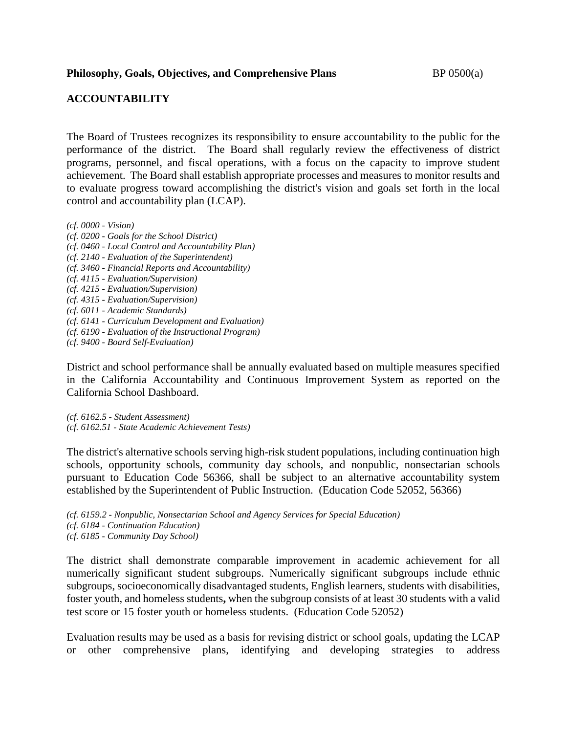**Philosophy, Goals, Objectives, and Comprehensive Plans** BP 0500(a)

## ACCOUNTABILITY

The Board of Trustees recognizes its responsibility to ensure accountability to the public for the performance of the district. The Board shall regularly review the effectiveness of district programs, personnel, and fiscal operations, with a focus on the capacity to improve student achievement. The Board shall establish appropriate processes and measures to monitor results and to evaluate progress toward accomplishing the district's vision and goals set forth in the local control and accountability plan (LCAP).

*(cf. 0000 - Vision)*
*(cf. 0200 - Goals for the School District)*
*(cf. 0460 - Local Control and Accountability Plan)*
*(cf. 2140 - Evaluation of the Superintendent)*
*(cf. 3460 - Financial Reports and Accountability)*
*(cf. 4115 - Evaluation/Supervision)*
*(cf. 4215 - Evaluation/Supervision)*
*(cf. 4315 - Evaluation/Supervision)*
*(cf. 6011 - Academic Standards)*
*(cf. 6141 - Curriculum Development and Evaluation)*
*(cf. 6190 - Evaluation of the Instructional Program)*
*(cf. 9400 - Board Self-Evaluation)*

District and school performance shall be annually evaluated based on multiple measures specified in the California Accountability and Continuous Improvement System as reported on the California School Dashboard.

*(cf. 6162.5 - Student Assessment)*
*(cf. 6162.51 - State Academic Achievement Tests)*

The district's alternative schools serving high-risk student populations, including continuation high schools, opportunity schools, community day schools, and nonpublic, nonsectarian schools pursuant to Education Code 56366, shall be subject to an alternative accountability system established by the Superintendent of Public Instruction. (Education Code 52052, 56366)

*(cf. 6159.2 - Nonpublic, Nonsectarian School and Agency Services for Special Education)*
*(cf. 6184 - Continuation Education)*
*(cf. 6185 - Community Day School)*

The district shall demonstrate comparable improvement in academic achievement for all numerically significant student subgroups. Numerically significant subgroups include ethnic subgroups, socioeconomically disadvantaged students, English learners, students with disabilities, foster youth, and homeless students**,** when the subgroup consists of at least 30 students with a valid test score or 15 foster youth or homeless students. (Education Code 52052)

Evaluation results may be used as a basis for revising district or school goals, updating the LCAP or other comprehensive plans, identifying and developing strategies to address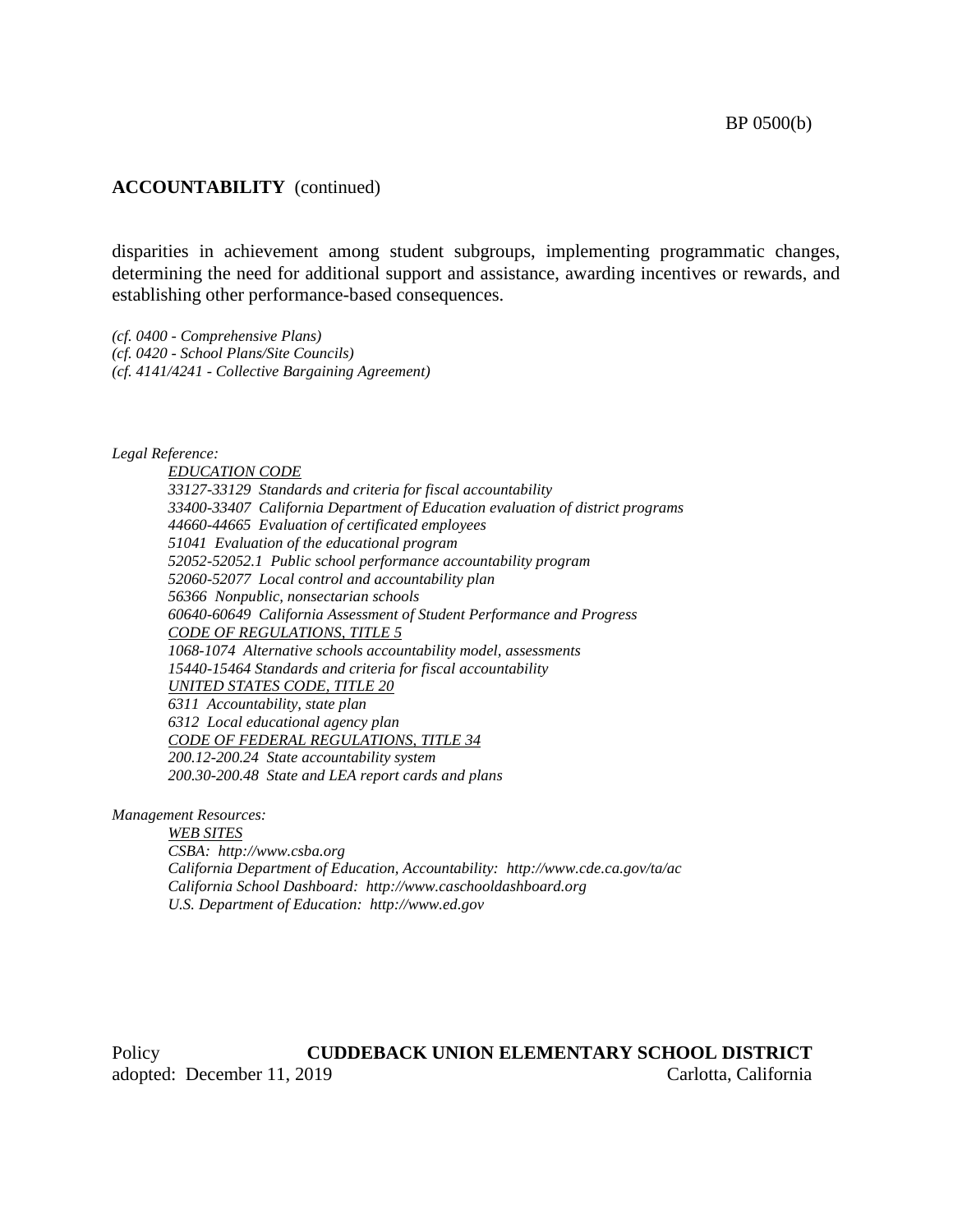## ACCOUNTABILITY (continued)

disparities in achievement among student subgroups, implementing programmatic changes, determining the need for additional support and assistance, awarding incentives or rewards, and establishing other performance-based consequences.

*(cf. 0400 - Comprehensive Plans)*
*(cf. 0420 - School Plans/Site Councils)*
*(cf. 4141/4241 - Collective Bargaining Agreement)*

*Legal Reference:*

*EDUCATION CODE*
*33127-33129 Standards and criteria for fiscal accountability*
*33400-33407 California Department of Education evaluation of district programs*
*44660-44665 Evaluation of certificated employees*
*51041 Evaluation of the educational program*
*52052-52052.1 Public school performance accountability program*
*52060-52077 Local control and accountability plan*
*56366 Nonpublic, nonsectarian schools*
*60640-60649 California Assessment of Student Performance and Progress*
*CODE OF REGULATIONS, TITLE 5*
*1068-1074 Alternative schools accountability model, assessments*
*15440-15464 Standards and criteria for fiscal accountability*
*UNITED STATES CODE, TITLE 20*
*6311 Accountability, state plan*
*6312 Local educational agency plan*
*CODE OF FEDERAL REGULATIONS, TITLE 34*
*200.12-200.24 State accountability system*
*200.30-200.48 State and LEA report cards and plans*

*Management Resources:*

*WEB SITES*
*CSBA: http://www.csba.org*
*California Department of Education, Accountability: http://www.cde.ca.gov/ta/ac*
*California School Dashboard: http://www.caschooldashboard.org*
*U.S. Department of Education: http://www.ed.gov*

Policy adopted: December 11, 2019

**CUDDEBACK UNION ELEMENTARY SCHOOL DISTRICT**
Carlotta, California